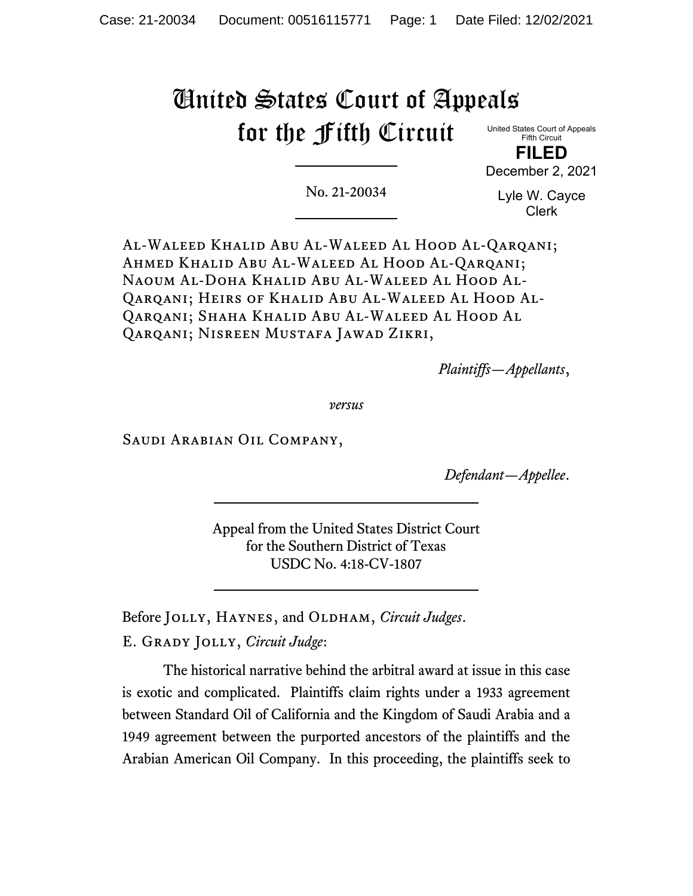# United States Court of Appeals for the Fifth Circuit

United States Court of Appeals
Fifth Circuit

**FILED**

December 2, 2021

Lyle W. Cayce
Clerk

No. 21-20034

Al-Waleed Khalid Abu Al-Waleed Al Hood Al-Qarqani; Ahmed Khalid Abu Al-Waleed Al Hood Al-Qarqani; Naoum Al-Doha Khalid Abu Al-Waleed Al Hood Al-Qarqani; Heirs of Khalid Abu Al-Waleed Al Hood Al-Qarqani; Shaha Khalid Abu Al-Waleed Al Hood Al Qarqani; Nisreen Mustafa Jawad Zikri,

*Plaintiffs—Appellants*,

*versus*

Saudi Arabian Oil Company,

*Defendant—Appellee*.

Appeal from the United States District Court
for the Southern District of Texas
USDC No. 4:18-CV-1807

Before Jolly, Haynes, and Oldham, *Circuit Judges*.

E. Grady Jolly, *Circuit Judge*:

The historical narrative behind the arbitral award at issue in this case is exotic and complicated. Plaintiffs claim rights under a 1933 agreement between Standard Oil of California and the Kingdom of Saudi Arabia and a 1949 agreement between the purported ancestors of the plaintiffs and the Arabian American Oil Company. In this proceeding, the plaintiffs seek to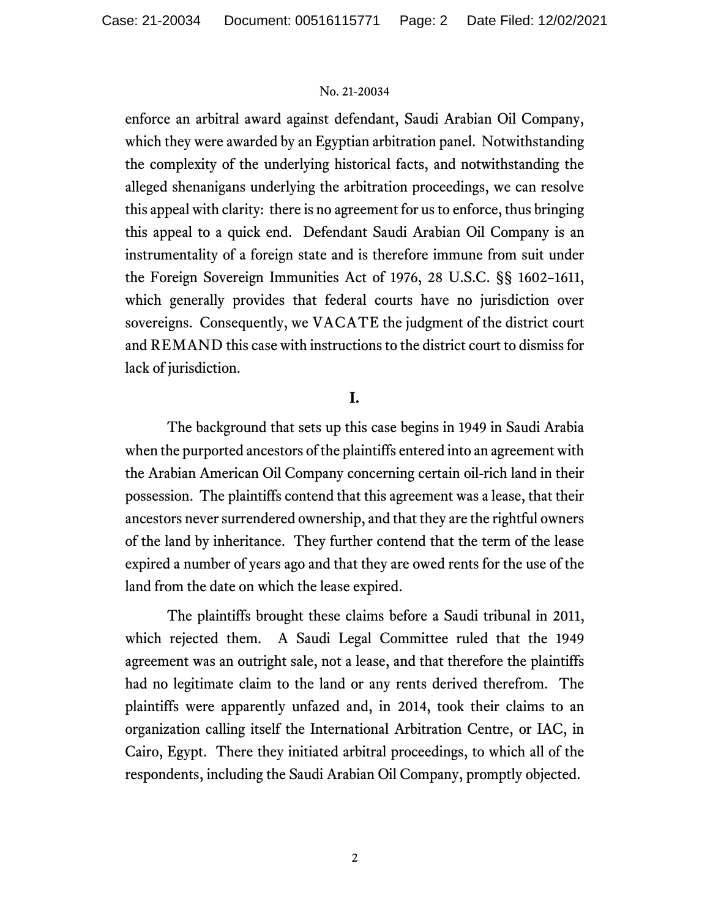enforce an arbitral award against defendant, Saudi Arabian Oil Company, which they were awarded by an Egyptian arbitration panel. Notwithstanding the complexity of the underlying historical facts, and notwithstanding the alleged shenanigans underlying the arbitration proceedings, we can resolve this appeal with clarity: there is no agreement for us to enforce, thus bringing this appeal to a quick end. Defendant Saudi Arabian Oil Company is an instrumentality of a foreign state and is therefore immune from suit under the Foreign Sovereign Immunities Act of 1976, 28 U.S.C. §§ 1602–1611, which generally provides that federal courts have no jurisdiction over sovereigns. Consequently, we VACATE the judgment of the district court and REMAND this case with instructions to the district court to dismiss for lack of jurisdiction.

## I.

The background that sets up this case begins in 1949 in Saudi Arabia when the purported ancestors of the plaintiffs entered into an agreement with the Arabian American Oil Company concerning certain oil-rich land in their possession. The plaintiffs contend that this agreement was a lease, that their ancestors never surrendered ownership, and that they are the rightful owners of the land by inheritance. They further contend that the term of the lease expired a number of years ago and that they are owed rents for the use of the land from the date on which the lease expired.

The plaintiffs brought these claims before a Saudi tribunal in 2011, which rejected them. A Saudi Legal Committee ruled that the 1949 agreement was an outright sale, not a lease, and that therefore the plaintiffs had no legitimate claim to the land or any rents derived therefrom. The plaintiffs were apparently unfazed and, in 2014, took their claims to an organization calling itself the International Arbitration Centre, or IAC, in Cairo, Egypt. There they initiated arbitral proceedings, to which all of the respondents, including the Saudi Arabian Oil Company, promptly objected.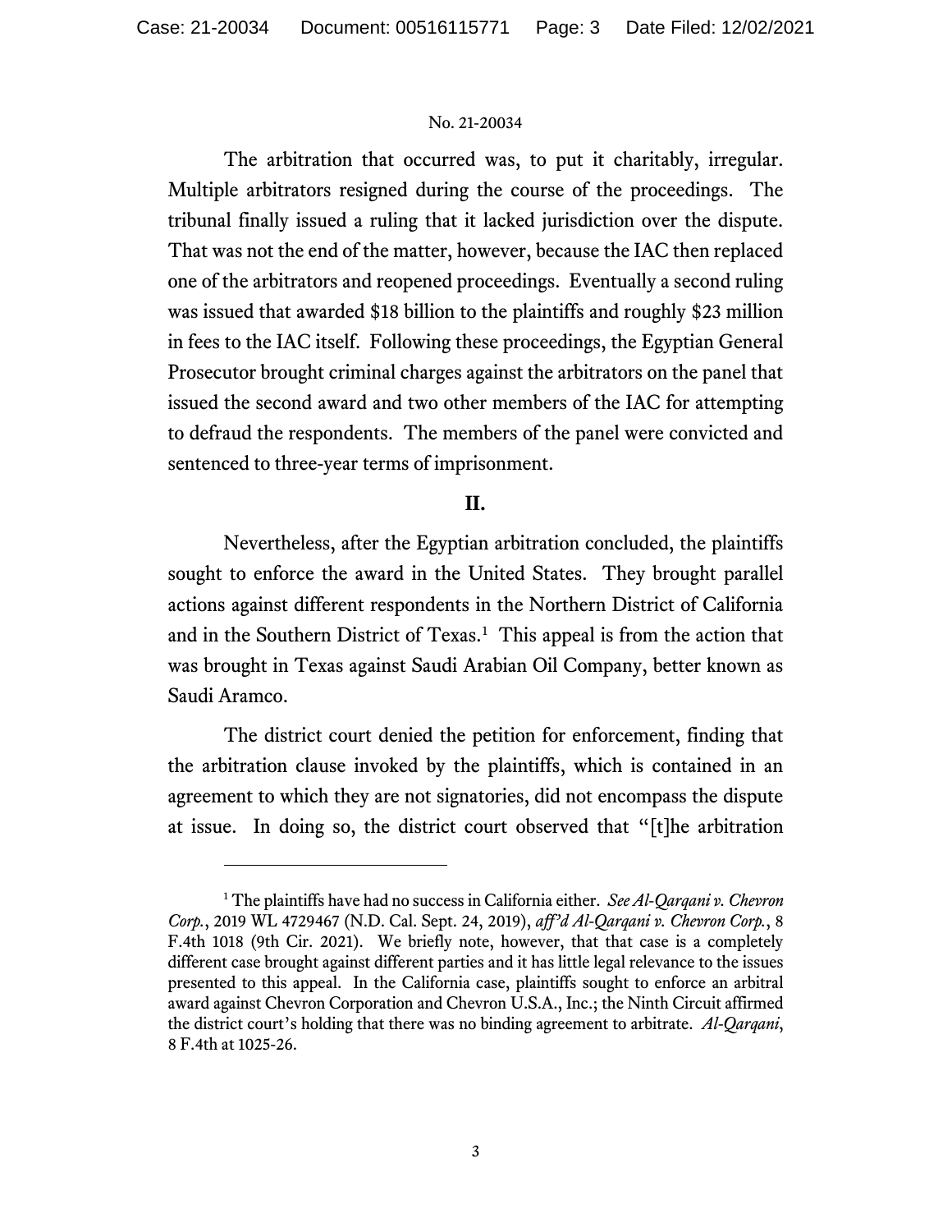The arbitration that occurred was, to put it charitably, irregular. Multiple arbitrators resigned during the course of the proceedings. The tribunal finally issued a ruling that it lacked jurisdiction over the dispute. That was not the end of the matter, however, because the IAC then replaced one of the arbitrators and reopened proceedings. Eventually a second ruling was issued that awarded $18 billion to the plaintiffs and roughly $23 million in fees to the IAC itself. Following these proceedings, the Egyptian General Prosecutor brought criminal charges against the arbitrators on the panel that issued the second award and two other members of the IAC for attempting to defraud the respondents. The members of the panel were convicted and sentenced to three-year terms of imprisonment.

## II.

Nevertheless, after the Egyptian arbitration concluded, the plaintiffs sought to enforce the award in the United States. They brought parallel actions against different respondents in the Northern District of California and in the Southern District of Texas.[1] This appeal is from the action that was brought in Texas against Saudi Arabian Oil Company, better known as Saudi Aramco.

The district court denied the petition for enforcement, finding that the arbitration clause invoked by the plaintiffs, which is contained in an agreement to which they are not signatories, did not encompass the dispute at issue. In doing so, the district court observed that "[t]he arbitration

---

[1] The plaintiffs have had no success in California either. *See Al-Qarqani v. Chevron Corp.*, 2019 WL 4729467 (N.D. Cal. Sept. 24, 2019), *aff'd Al-Qarqani v. Chevron Corp.*, 8 F.4th 1018 (9th Cir. 2021). We briefly note, however, that that case is a completely different case brought against different parties and it has little legal relevance to the issues presented to this appeal. In the California case, plaintiffs sought to enforce an arbitral award against Chevron Corporation and Chevron U.S.A., Inc.; the Ninth Circuit affirmed the district court's holding that there was no binding agreement to arbitrate. *Al-Qarqani*, 8 F.4th at 1025-26.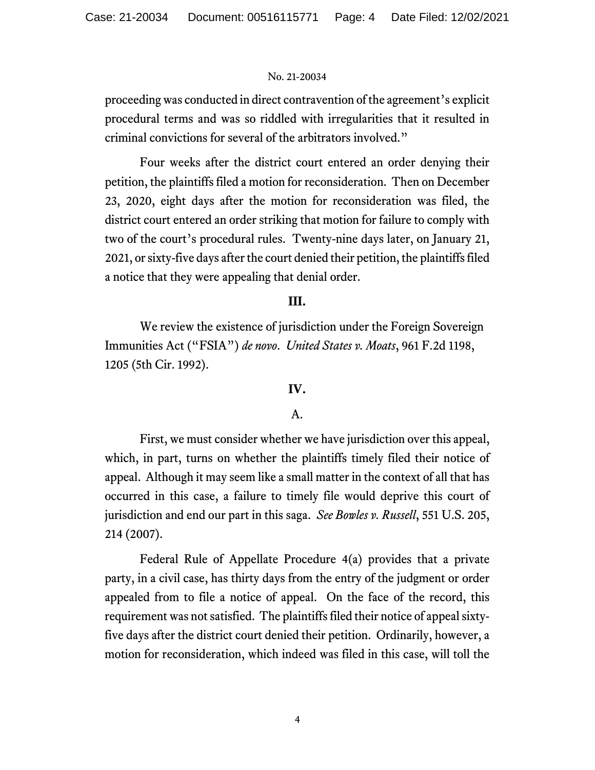proceeding was conducted in direct contravention of the agreement's explicit procedural terms and was so riddled with irregularities that it resulted in criminal convictions for several of the arbitrators involved."

Four weeks after the district court entered an order denying their petition, the plaintiffs filed a motion for reconsideration. Then on December 23, 2020, eight days after the motion for reconsideration was filed, the district court entered an order striking that motion for failure to comply with two of the court's procedural rules. Twenty-nine days later, on January 21, 2021, or sixty-five days after the court denied their petition, the plaintiffs filed a notice that they were appealing that denial order.

## III.

We review the existence of jurisdiction under the Foreign Sovereign Immunities Act ("FSIA") *de novo*. *United States v. Moats*, 961 F.2d 1198, 1205 (5th Cir. 1992).

## IV.

### A.

First, we must consider whether we have jurisdiction over this appeal, which, in part, turns on whether the plaintiffs timely filed their notice of appeal. Although it may seem like a small matter in the context of all that has occurred in this case, a failure to timely file would deprive this court of jurisdiction and end our part in this saga. *See Bowles v. Russell*, 551 U.S. 205, 214 (2007).

Federal Rule of Appellate Procedure 4(a) provides that a private party, in a civil case, has thirty days from the entry of the judgment or order appealed from to file a notice of appeal. On the face of the record, this requirement was not satisfied. The plaintiffs filed their notice of appeal sixty-five days after the district court denied their petition. Ordinarily, however, a motion for reconsideration, which indeed was filed in this case, will toll the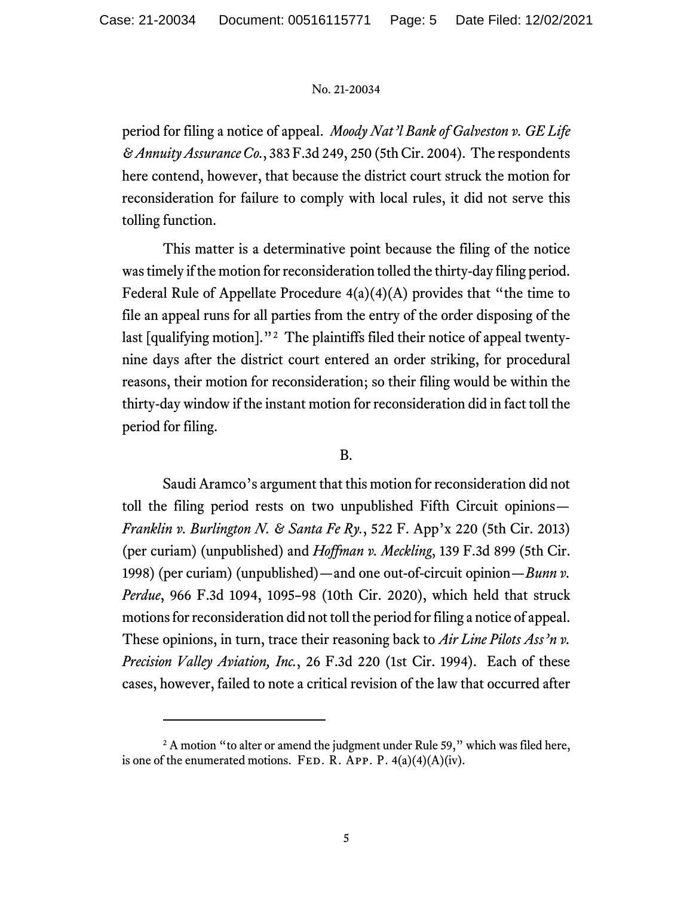period for filing a notice of appeal. *Moody Nat'l Bank of Galveston v. GE Life & Annuity Assurance Co.*, 383 F.3d 249, 250 (5th Cir. 2004). The respondents here contend, however, that because the district court struck the motion for reconsideration for failure to comply with local rules, it did not serve this tolling function.

This matter is a determinative point because the filing of the notice was timely if the motion for reconsideration tolled the thirty-day filing period. Federal Rule of Appellate Procedure 4(a)(4)(A) provides that "the time to file an appeal runs for all parties from the entry of the order disposing of the last [qualifying motion]."[2] The plaintiffs filed their notice of appeal twenty-nine days after the district court entered an order striking, for procedural reasons, their motion for reconsideration; so their filing would be within the thirty-day window if the instant motion for reconsideration did in fact toll the period for filing.

B.

Saudi Aramco's argument that this motion for reconsideration did not toll the filing period rests on two unpublished Fifth Circuit opinions—*Franklin v. Burlington N. & Santa Fe Ry.*, 522 F. App'x 220 (5th Cir. 2013) (per curiam) (unpublished) and *Hoffman v. Meckling*, 139 F.3d 899 (5th Cir. 1998) (per curiam) (unpublished)—and one out-of-circuit opinion—*Bunn v. Perdue*, 966 F.3d 1094, 1095–98 (10th Cir. 2020), which held that struck motions for reconsideration did not toll the period for filing a notice of appeal. These opinions, in turn, trace their reasoning back to *Air Line Pilots Ass'n v. Precision Valley Aviation, Inc.*, 26 F.3d 220 (1st Cir. 1994). Each of these cases, however, failed to note a critical revision of the law that occurred after

[2] A motion "to alter or amend the judgment under Rule 59," which was filed here, is one of the enumerated motions. Fed. R. App. P. 4(a)(4)(A)(iv).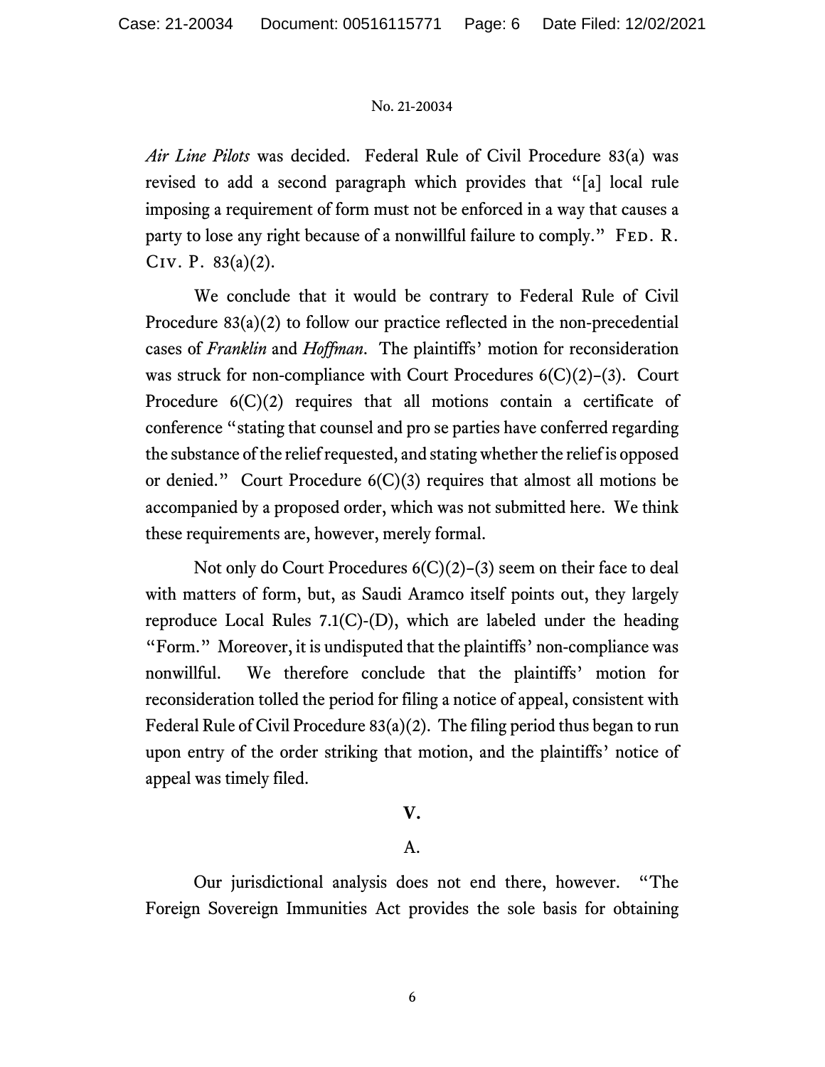*Air Line Pilots* was decided. Federal Rule of Civil Procedure 83(a) was revised to add a second paragraph which provides that "[a] local rule imposing a requirement of form must not be enforced in a way that causes a party to lose any right because of a nonwillful failure to comply." FED. R. CIV. P. 83(a)(2).

We conclude that it would be contrary to Federal Rule of Civil Procedure 83(a)(2) to follow our practice reflected in the non-precedential cases of *Franklin* and *Hoffman*. The plaintiffs' motion for reconsideration was struck for non-compliance with Court Procedures 6(C)(2)–(3). Court Procedure 6(C)(2) requires that all motions contain a certificate of conference "stating that counsel and pro se parties have conferred regarding the substance of the relief requested, and stating whether the relief is opposed or denied." Court Procedure 6(C)(3) requires that almost all motions be accompanied by a proposed order, which was not submitted here. We think these requirements are, however, merely formal.

Not only do Court Procedures 6(C)(2)–(3) seem on their face to deal with matters of form, but, as Saudi Aramco itself points out, they largely reproduce Local Rules 7.1(C)-(D), which are labeled under the heading "Form." Moreover, it is undisputed that the plaintiffs' non-compliance was nonwillful. We therefore conclude that the plaintiffs' motion for reconsideration tolled the period for filing a notice of appeal, consistent with Federal Rule of Civil Procedure 83(a)(2). The filing period thus began to run upon entry of the order striking that motion, and the plaintiffs' notice of appeal was timely filed.

## V.

### A.

Our jurisdictional analysis does not end there, however. "The Foreign Sovereign Immunities Act provides the sole basis for obtaining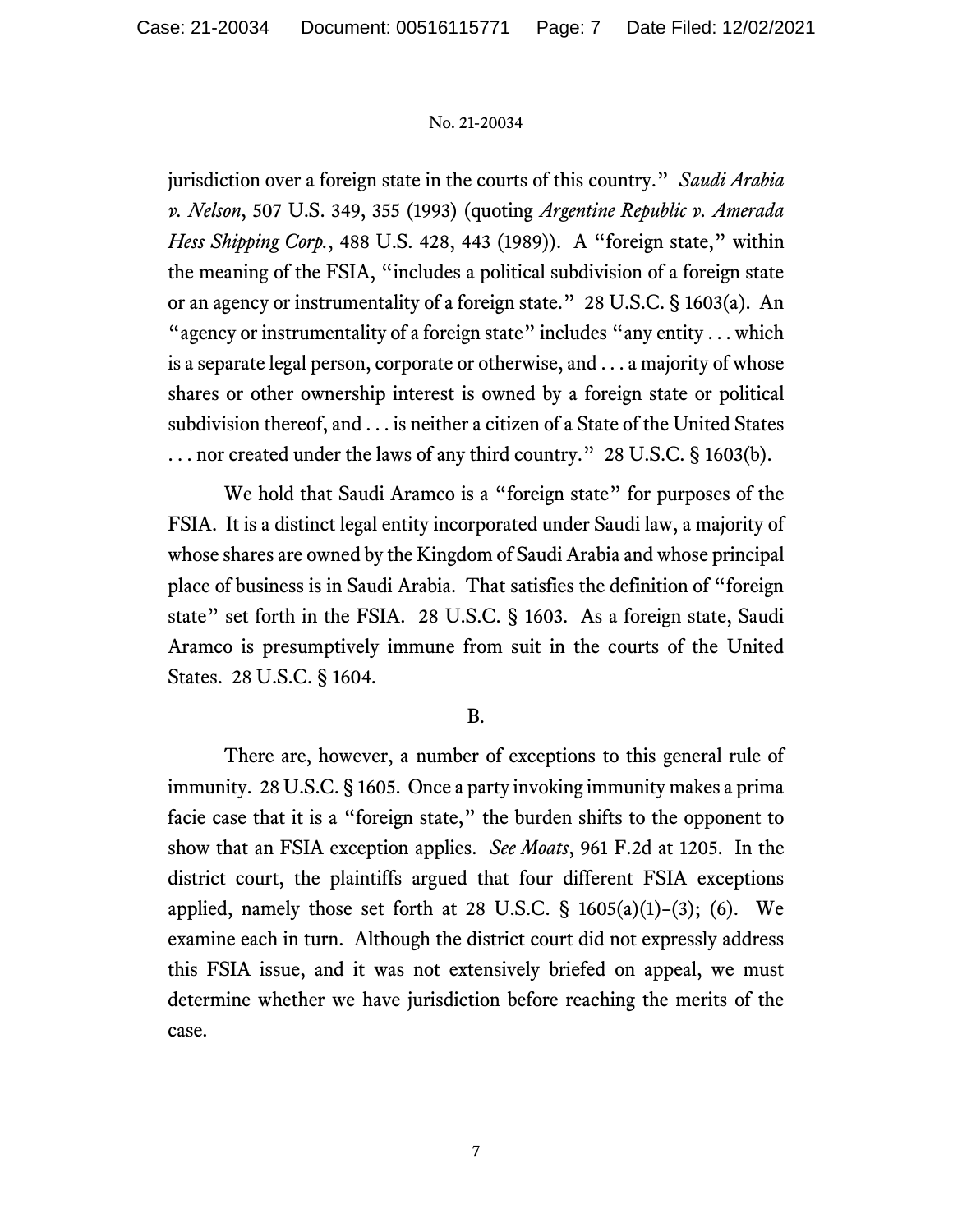jurisdiction over a foreign state in the courts of this country." *Saudi Arabia v. Nelson*, 507 U.S. 349, 355 (1993) (quoting *Argentine Republic v. Amerada Hess Shipping Corp.*, 488 U.S. 428, 443 (1989)). A "foreign state," within the meaning of the FSIA, "includes a political subdivision of a foreign state or an agency or instrumentality of a foreign state." 28 U.S.C. § 1603(a). An "agency or instrumentality of a foreign state" includes "any entity . . . which is a separate legal person, corporate or otherwise, and . . . a majority of whose shares or other ownership interest is owned by a foreign state or political subdivision thereof, and . . . is neither a citizen of a State of the United States . . . nor created under the laws of any third country." 28 U.S.C. § 1603(b).

We hold that Saudi Aramco is a "foreign state" for purposes of the FSIA. It is a distinct legal entity incorporated under Saudi law, a majority of whose shares are owned by the Kingdom of Saudi Arabia and whose principal place of business is in Saudi Arabia. That satisfies the definition of "foreign state" set forth in the FSIA. 28 U.S.C. § 1603. As a foreign state, Saudi Aramco is presumptively immune from suit in the courts of the United States. 28 U.S.C. § 1604.

B.

There are, however, a number of exceptions to this general rule of immunity. 28 U.S.C. § 1605. Once a party invoking immunity makes a prima facie case that it is a "foreign state," the burden shifts to the opponent to show that an FSIA exception applies. *See Moats*, 961 F.2d at 1205. In the district court, the plaintiffs argued that four different FSIA exceptions applied, namely those set forth at 28 U.S.C. § 1605(a)(1)–(3); (6). We examine each in turn. Although the district court did not expressly address this FSIA issue, and it was not extensively briefed on appeal, we must determine whether we have jurisdiction before reaching the merits of the case.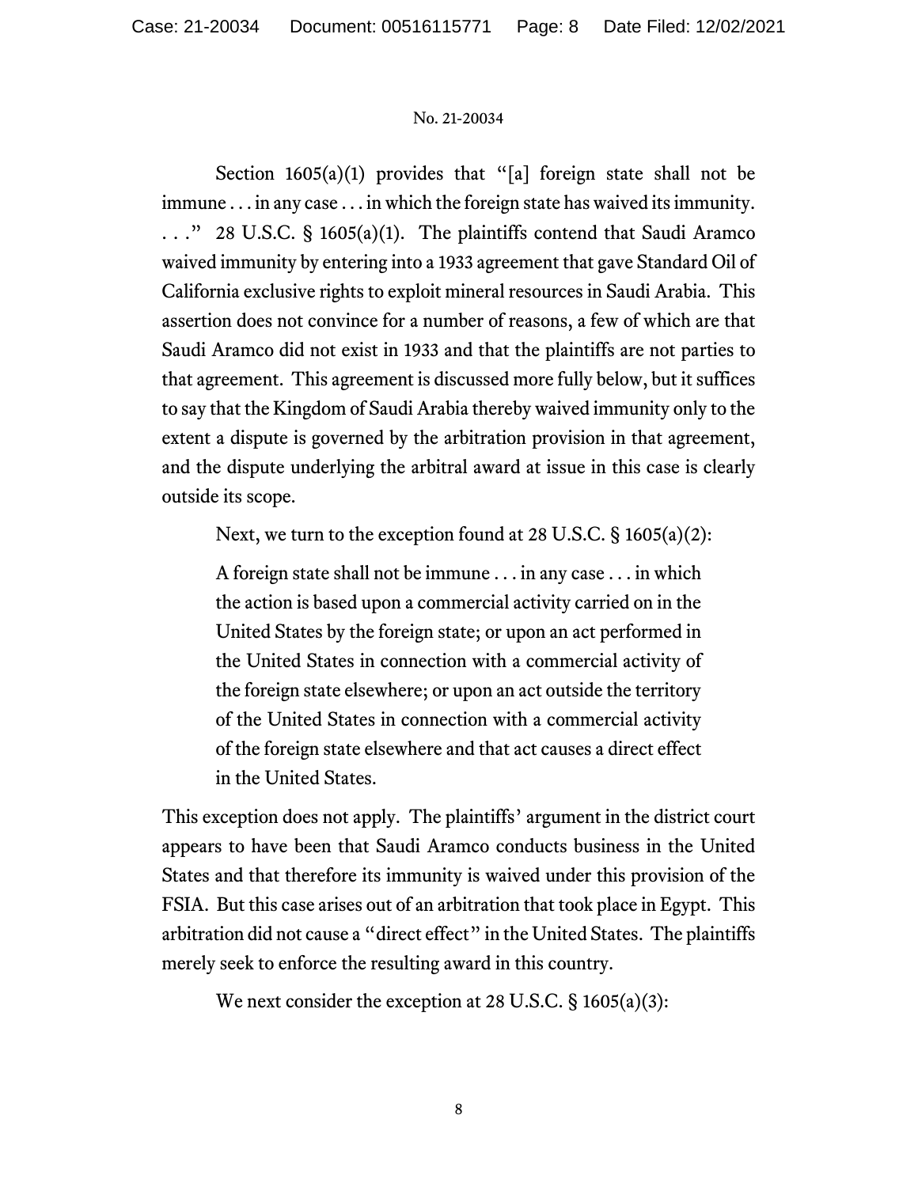Section 1605(a)(1) provides that "[a] foreign state shall not be immune . . . in any case . . . in which the foreign state has waived its immunity. . . ." 28 U.S.C. § 1605(a)(1). The plaintiffs contend that Saudi Aramco waived immunity by entering into a 1933 agreement that gave Standard Oil of California exclusive rights to exploit mineral resources in Saudi Arabia. This assertion does not convince for a number of reasons, a few of which are that Saudi Aramco did not exist in 1933 and that the plaintiffs are not parties to that agreement. This agreement is discussed more fully below, but it suffices to say that the Kingdom of Saudi Arabia thereby waived immunity only to the extent a dispute is governed by the arbitration provision in that agreement, and the dispute underlying the arbitral award at issue in this case is clearly outside its scope.

Next, we turn to the exception found at 28 U.S.C. § 1605(a)(2):

> A foreign state shall not be immune . . . in any case . . . in which the action is based upon a commercial activity carried on in the United States by the foreign state; or upon an act performed in the United States in connection with a commercial activity of the foreign state elsewhere; or upon an act outside the territory of the United States in connection with a commercial activity of the foreign state elsewhere and that act causes a direct effect in the United States.

This exception does not apply. The plaintiffs' argument in the district court appears to have been that Saudi Aramco conducts business in the United States and that therefore its immunity is waived under this provision of the FSIA. But this case arises out of an arbitration that took place in Egypt. This arbitration did not cause a "direct effect" in the United States. The plaintiffs merely seek to enforce the resulting award in this country.

We next consider the exception at 28 U.S.C. § 1605(a)(3):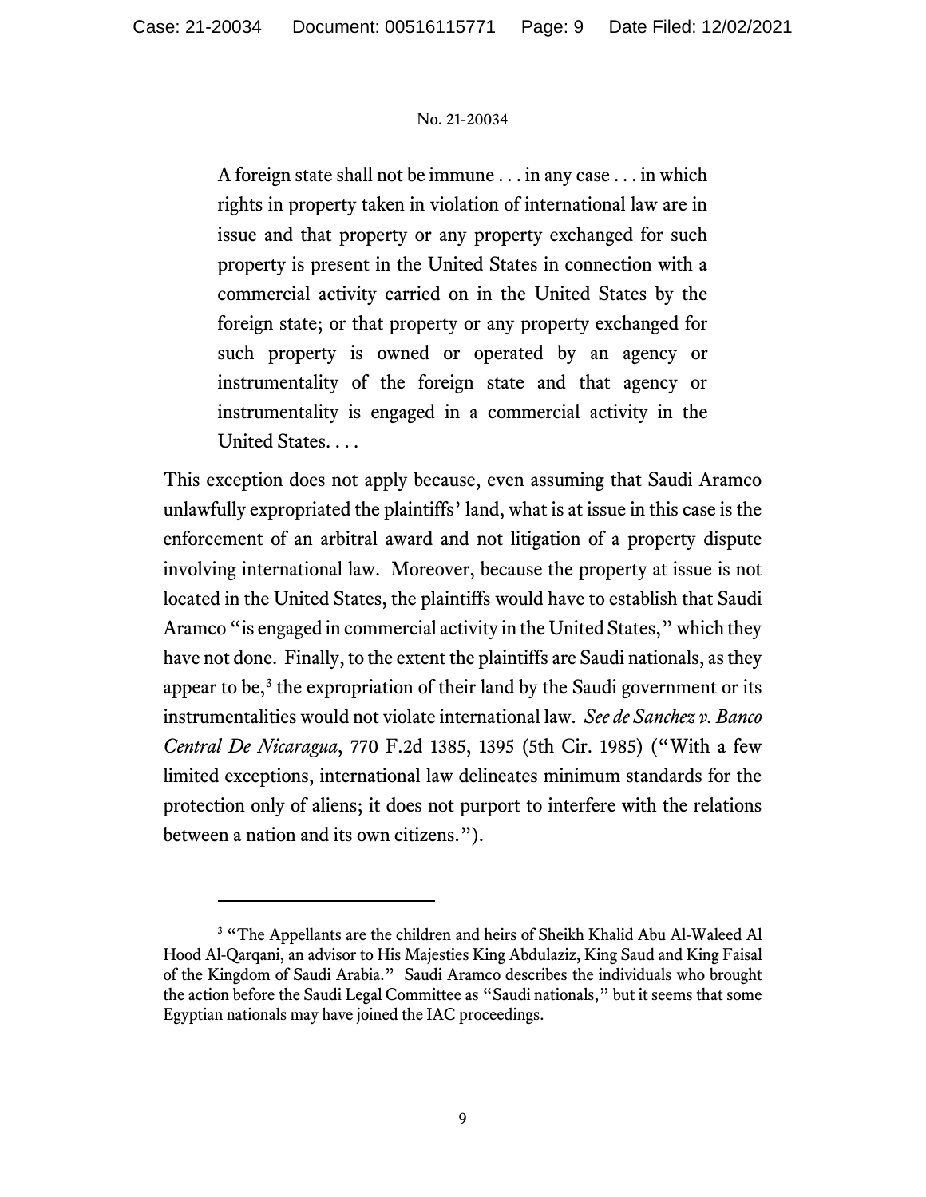> A foreign state shall not be immune . . . in any case . . . in which rights in property taken in violation of international law are in issue and that property or any property exchanged for such property is present in the United States in connection with a commercial activity carried on in the United States by the foreign state; or that property or any property exchanged for such property is owned or operated by an agency or instrumentality of the foreign state and that agency or instrumentality is engaged in a commercial activity in the United States. . . .

This exception does not apply because, even assuming that Saudi Aramco unlawfully expropriated the plaintiffs' land, what is at issue in this case is the enforcement of an arbitral award and not litigation of a property dispute involving international law. Moreover, because the property at issue is not located in the United States, the plaintiffs would have to establish that Saudi Aramco "is engaged in commercial activity in the United States," which they have not done. Finally, to the extent the plaintiffs are Saudi nationals, as they appear to be,[3] the expropriation of their land by the Saudi government or its instrumentalities would not violate international law. *See de Sanchez v. Banco Central De Nicaragua*, 770 F.2d 1385, 1395 (5th Cir. 1985) ("With a few limited exceptions, international law delineates minimum standards for the protection only of aliens; it does not purport to interfere with the relations between a nation and its own citizens.").

---

[3] "The Appellants are the children and heirs of Sheikh Khalid Abu Al-Waleed Al Hood Al-Qarqani, an advisor to His Majesties King Abdulaziz, King Saud and King Faisal of the Kingdom of Saudi Arabia." Saudi Aramco describes the individuals who brought the action before the Saudi Legal Committee as "Saudi nationals," but it seems that some Egyptian nationals may have joined the IAC proceedings.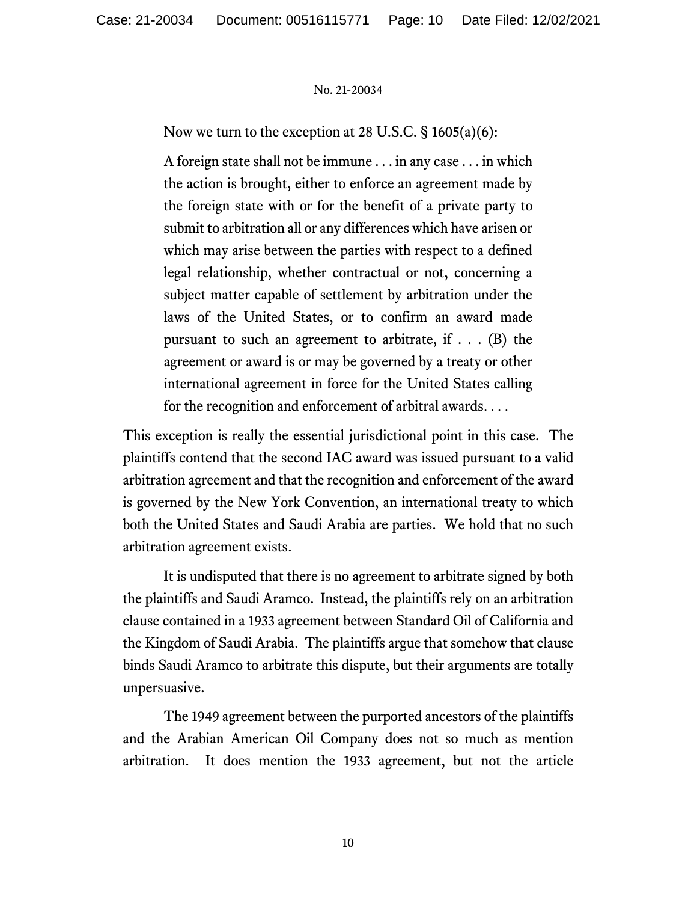Now we turn to the exception at 28 U.S.C. § 1605(a)(6):

> A foreign state shall not be immune . . . in any case . . . in which the action is brought, either to enforce an agreement made by the foreign state with or for the benefit of a private party to submit to arbitration all or any differences which have arisen or which may arise between the parties with respect to a defined legal relationship, whether contractual or not, concerning a subject matter capable of settlement by arbitration under the laws of the United States, or to confirm an award made pursuant to such an agreement to arbitrate, if . . . (B) the agreement or award is or may be governed by a treaty or other international agreement in force for the United States calling for the recognition and enforcement of arbitral awards. . . .

This exception is really the essential jurisdictional point in this case. The plaintiffs contend that the second IAC award was issued pursuant to a valid arbitration agreement and that the recognition and enforcement of the award is governed by the New York Convention, an international treaty to which both the United States and Saudi Arabia are parties. We hold that no such arbitration agreement exists.

It is undisputed that there is no agreement to arbitrate signed by both the plaintiffs and Saudi Aramco. Instead, the plaintiffs rely on an arbitration clause contained in a 1933 agreement between Standard Oil of California and the Kingdom of Saudi Arabia. The plaintiffs argue that somehow that clause binds Saudi Aramco to arbitrate this dispute, but their arguments are totally unpersuasive.

The 1949 agreement between the purported ancestors of the plaintiffs and the Arabian American Oil Company does not so much as mention arbitration. It does mention the 1933 agreement, but not the article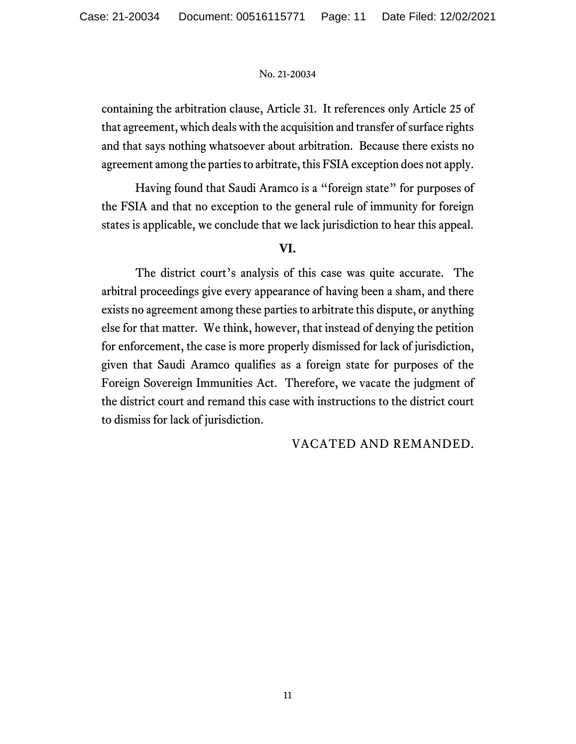containing the arbitration clause, Article 31. It references only Article 25 of that agreement, which deals with the acquisition and transfer of surface rights and that says nothing whatsoever about arbitration. Because there exists no agreement among the parties to arbitrate, this FSIA exception does not apply.

Having found that Saudi Aramco is a "foreign state" for purposes of the FSIA and that no exception to the general rule of immunity for foreign states is applicable, we conclude that we lack jurisdiction to hear this appeal.

## VI.

The district court's analysis of this case was quite accurate. The arbitral proceedings give every appearance of having been a sham, and there exists no agreement among these parties to arbitrate this dispute, or anything else for that matter. We think, however, that instead of denying the petition for enforcement, the case is more properly dismissed for lack of jurisdiction, given that Saudi Aramco qualifies as a foreign state for purposes of the Foreign Sovereign Immunities Act. Therefore, we vacate the judgment of the district court and remand this case with instructions to the district court to dismiss for lack of jurisdiction.

VACATED AND REMANDED.